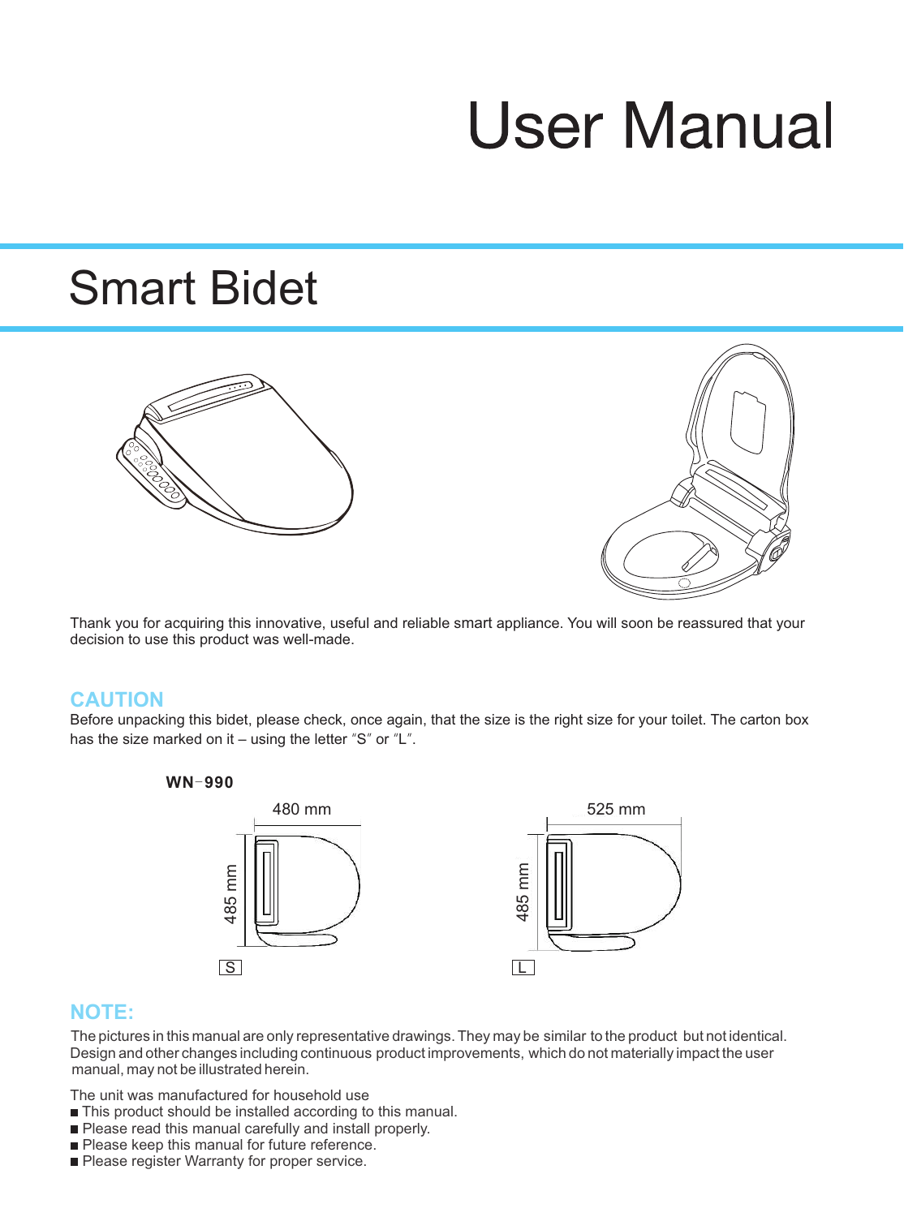# User Manual

## Smart Bidet

Thank you for acquiring this innovative, useful and reliable smart appliance. You will soon be reassured that your decision to use this product was well-made.

### CAUTION

Before unpacking this bidet, please check, once again, that the size is the right size for your toilet. The carton box has the size marked on it – using the letter "S" or "L".

**WN-990**

480 mm

485 mm

S

525 mm

485 mm

L

### NOTE:

The pictures in this manual are only representative drawings. They may be similar to the product but not identical. Design and other changes including continuous product improvements, which do not materially impact the user manual, may not be illustrated herein.

The unit was manufactured for household use

- This product should be installed according to this manual.
- Please read this manual carefully and install properly.
- Please keep this manual for future reference.
- Please register Warranty for proper service.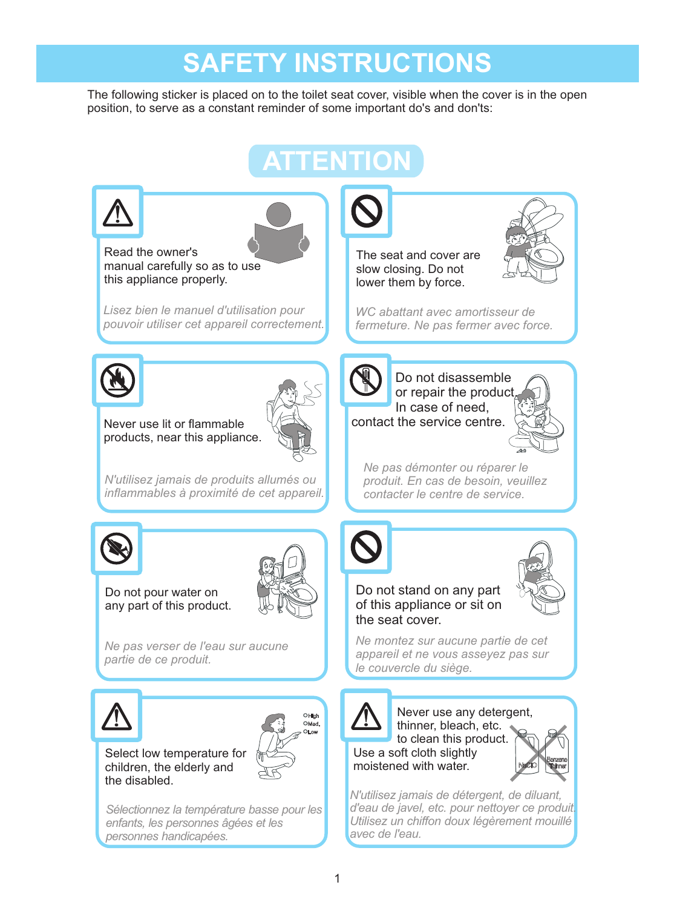# SAFETY INSTRUCTIONS

The following sticker is placed on to the toilet seat cover, visible when the cover is in the open position, to serve as a constant reminder of some important do's and don'ts:

## ATTENTION

Read the owner's manual carefully so as to use this appliance properly.

*Lisez bien le manuel d'utilisation pour pouvoir utiliser cet appareil correctement.*

The seat and cover are slow closing. Do not lower them by force.

*WC abattant avec amortisseur de fermeture. Ne pas fermer avec force.*

Never use lit or flammable products, near this appliance.

*N'utilisez jamais de produits allumés ou inflammables à proximité de cet appareil.*

Do not disassemble or repair the product. In case of need, contact the service centre.

*Ne pas démonter ou réparer le produit. En cas de besoin, veuillez contacter le centre de service.*

Do not pour water on any part of this product.

*Ne pas verser de l'eau sur aucune partie de ce produit.*

Do not stand on any part of this appliance or sit on the seat cover.

*Ne montez sur aucune partie de cet appareil et ne vous asseyez pas sur le couvercle du siège.*

Select low temperature for children, the elderly and the disabled.

*Sélectionnez la température basse pour les enfants, les personnes âgées et les personnes handicapées.*

Never use any detergent, thinner, bleach, etc. to clean this product. Use a soft cloth slightly moistened with water.

*N'utilisez jamais de détergent, de diluant, d'eau de javel, etc. pour nettoyer ce produit. Utilisez un chiffon doux légèrement mouillé avec de l'eau.*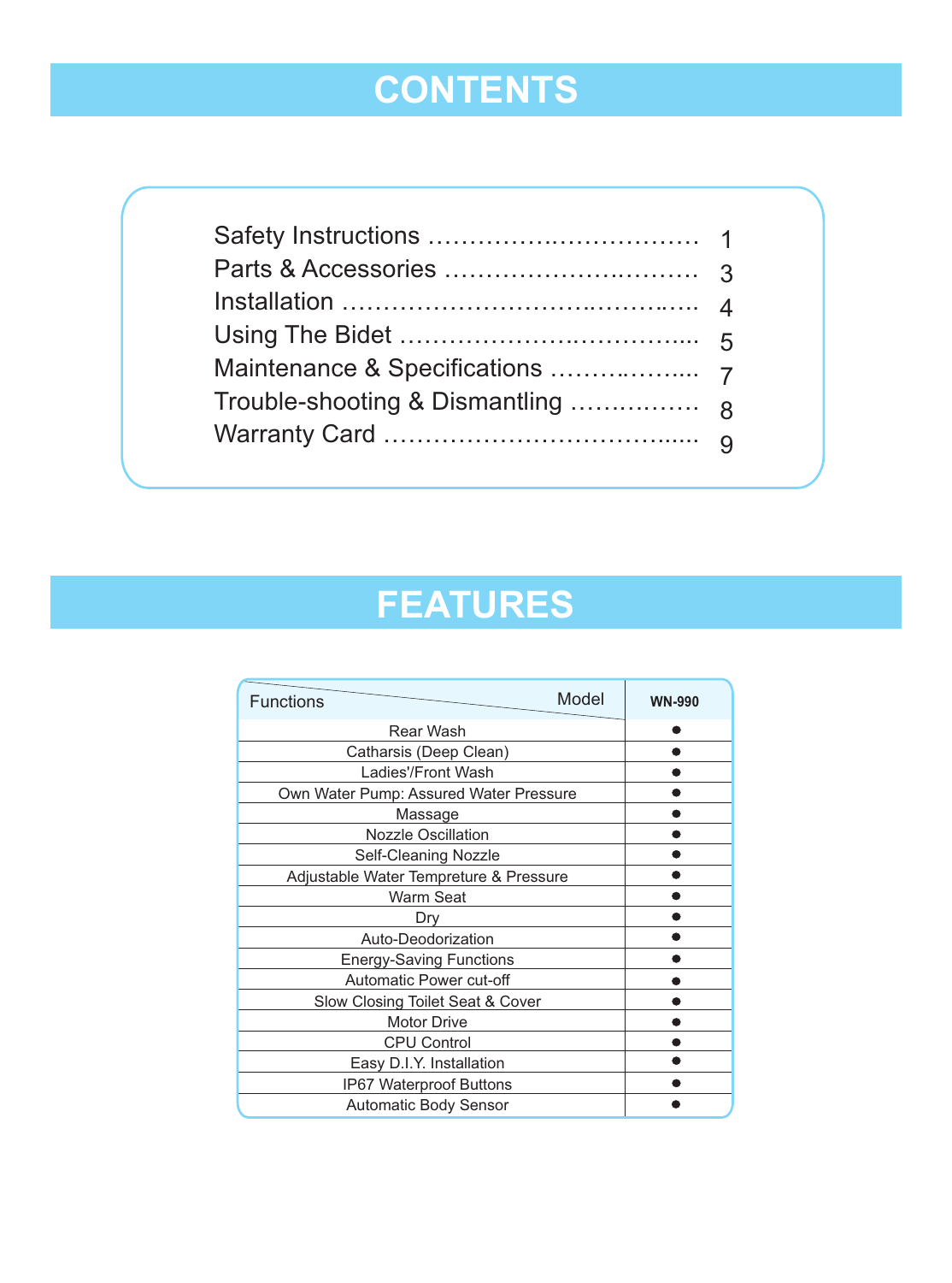# CONTENTS

| | |
|---|---|
| Safety Instructions ................................ | 1 |
| Parts & Accessories ................................ | 3 |
| Installation ................................ | 4 |
| Using The Bidet ................................ | 5 |
| Maintenance & Specifications ................ | 7 |
| Trouble-shooting & Dismantling ................ | 8 |
| Warranty Card ................................ | 9 |

# FEATURES

| Functions / Model | WN-990 |
|---|---|
| Rear Wash | ● |
| Catharsis (Deep Clean) | ● |
| Ladies'/Front Wash | ● |
| Own Water Pump: Assured Water Pressure | ● |
| Massage | ● |
| Nozzle Oscillation | ● |
| Self-Cleaning Nozzle | ● |
| Adjustable Water Tempreture & Pressure | ● |
| Warm Seat | ● |
| Dry | ● |
| Auto-Deodorization | ● |
| Energy-Saving Functions | ● |
| Automatic Power cut-off | ● |
| Slow Closing Toilet Seat & Cover | ● |
| Motor Drive | ● |
| CPU Control | ● |
| Easy D.I.Y. Installation | ● |
| IP67 Waterproof Buttons | ● |
| Automatic Body Sensor | ● |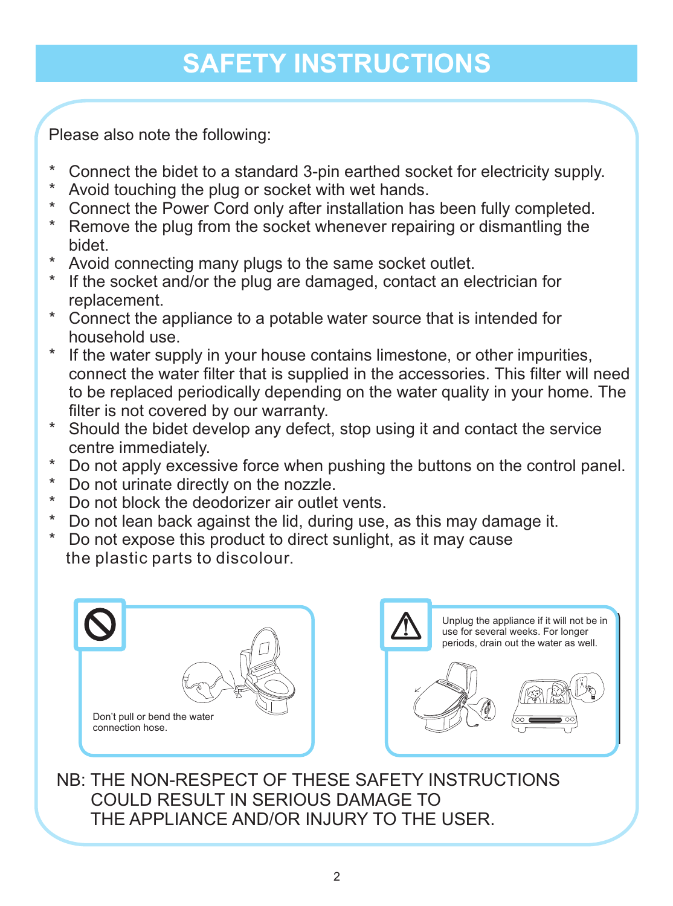# SAFETY INSTRUCTIONS

Please also note the following:

* Connect the bidet to a standard 3-pin earthed socket for electricity supply.
* Avoid touching the plug or socket with wet hands.
* Connect the Power Cord only after installation has been fully completed.
* Remove the plug from the socket whenever repairing or dismantling the bidet.
* Avoid connecting many plugs to the same socket outlet.
* If the socket and/or the plug are damaged, contact an electrician for replacement.
* Connect the appliance to a potable water source that is intended for household use.
* If the water supply in your house contains limestone, or other impurities, connect the water filter that is supplied in the accessories. This filter will need to be replaced periodically depending on the water quality in your home. The filter is not covered by our warranty.
* Should the bidet develop any defect, stop using it and contact the service centre immediately.
* Do not apply excessive force when pushing the buttons on the control panel.
* Do not urinate directly on the nozzle.
* Do not block the deodorizer air outlet vents.
* Do not lean back against the lid, during use, as this may damage it.
* Do not expose this product to direct sunlight, as it may cause the plastic parts to discolour.

Don't pull or bend the water connection hose.

Unplug the appliance if it will not be in use for several weeks. For longer periods, drain out the water as well.

NB: THE NON-RESPECT OF THESE SAFETY INSTRUCTIONS COULD RESULT IN SERIOUS DAMAGE TO THE APPLIANCE AND/OR INJURY TO THE USER.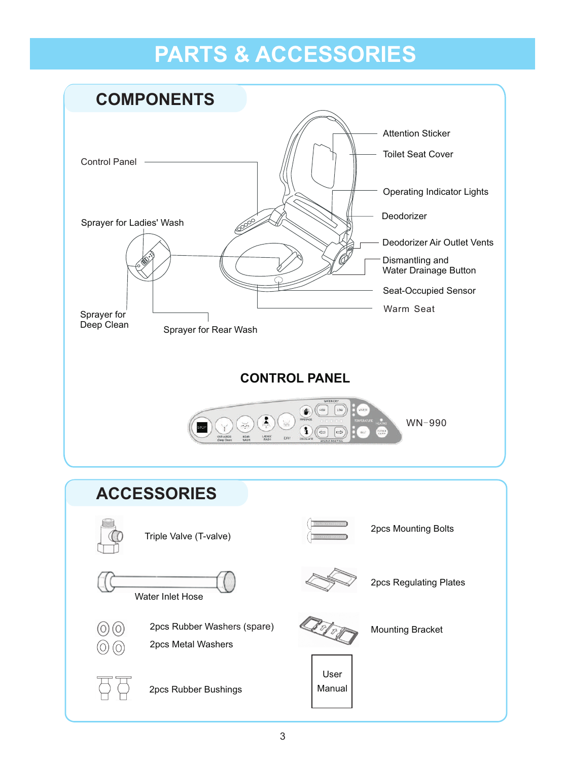# PARTS & ACCESSORIES

## COMPONENTS

- Control Panel
- Sprayer for Ladies' Wash
- Sprayer for Deep Clean
- Sprayer for Rear Wash
- Attention Sticker
- Toilet Seat Cover
- Operating Indicator Lights
- Deodorizer
- Deodorizer Air Outlet Vents
- Dismantling and Water Drainage Button
- Seat-Occupied Sensor
- Warm Seat

## CONTROL PANEL

WN−990

## ACCESSORIES

- Triple Valve (T-valve)
- Water Inlet Hose
- 2pcs Rubber Washers (spare)
- 2pcs Metal Washers
- 2pcs Rubber Bushings
- 2pcs Mounting Bolts
- 2pcs Regulating Plates
- Mounting Bracket
- User Manual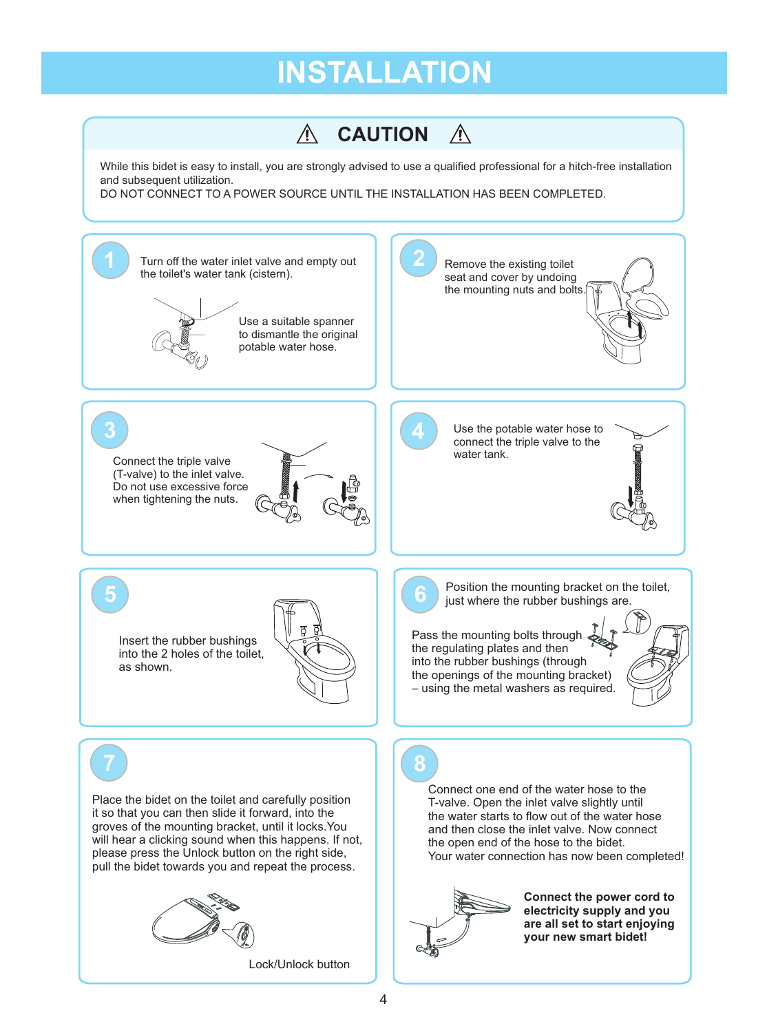# INSTALLATION

## ⚠ CAUTION ⚠

While this bidet is easy to install, you are strongly advised to use a qualified professional for a hitch-free installation and subsequent utilization.
DO NOT CONNECT TO A POWER SOURCE UNTIL THE INSTALLATION HAS BEEN COMPLETED.

**1**

Turn off the water inlet valve and empty out the toilet's water tank (cistern).

Use a suitable spanner to dismantle the original potable water hose.

**2**

Remove the existing toilet seat and cover by undoing the mounting nuts and bolts.

**3**

Connect the triple valve (T-valve) to the inlet valve. Do not use excessive force when tightening the nuts.

**4**

Use the potable water hose to connect the triple valve to the water tank.

**5**

Insert the rubber bushings into the 2 holes of the toilet, as shown.

**6**

Position the mounting bracket on the toilet, just where the rubber bushings are.

Pass the mounting bolts through the regulating plates and then into the rubber bushings (through the openings of the mounting bracket) – using the metal washers as required.

**7**

Place the bidet on the toilet and carefully position it so that you can then slide it forward, into the groves of the mounting bracket, until it locks.You will hear a clicking sound when this happens. If not, please press the Unlock button on the right side, pull the bidet towards you and repeat the process.

Lock/Unlock button

**8**

Connect one end of the water hose to the T-valve. Open the inlet valve slightly until the water starts to flow out of the water hose and then close the inlet valve. Now connect the open end of the hose to the bidet.
Your water connection has now been completed!

**Connect the power cord to electricity supply and you are all set to start enjoying your new smart bidet!**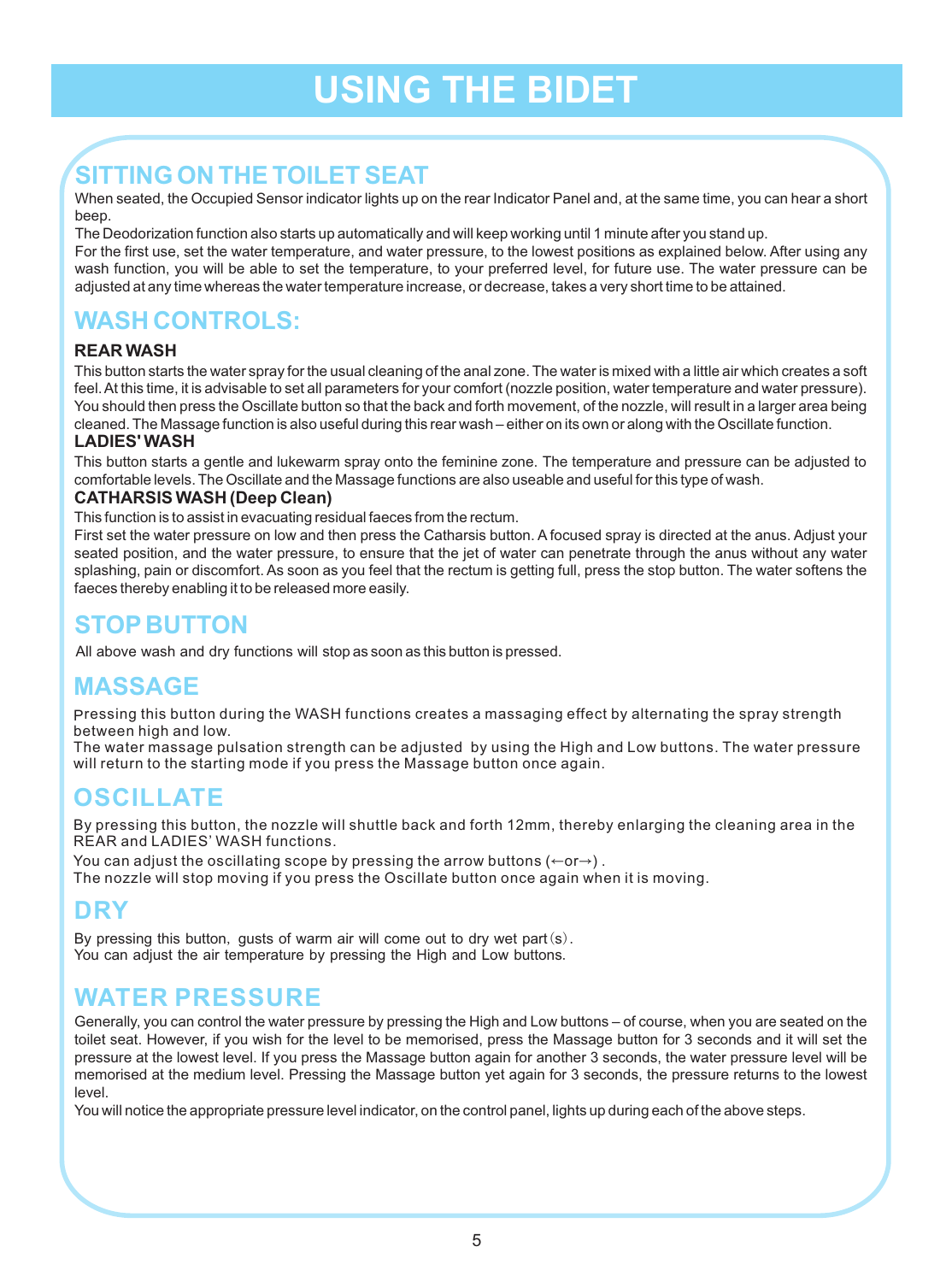# USING THE BIDET

## SITTING ON THE TOILET SEAT

When seated, the Occupied Sensor indicator lights up on the rear Indicator Panel and, at the same time, you can hear a short beep.

The Deodorization function also starts up automatically and will keep working until 1 minute after you stand up.

For the first use, set the water temperature, and water pressure, to the lowest positions as explained below. After using any wash function, you will be able to set the temperature, to your preferred level, for future use. The water pressure can be adjusted at any time whereas the water temperature increase, or decrease, takes a very short time to be attained.

## WASH CONTROLS:

**REAR WASH**

This button starts the water spray for the usual cleaning of the anal zone. The water is mixed with a little air which creates a soft feel. At this time, it is advisable to set all parameters for your comfort (nozzle position, water temperature and water pressure). You should then press the Oscillate button so that the back and forth movement, of the nozzle, will result in a larger area being cleaned. The Massage function is also useful during this rear wash – either on its own or along with the Oscillate function.

**LADIES' WASH**

This button starts a gentle and lukewarm spray onto the feminine zone. The temperature and pressure can be adjusted to comfortable levels. The Oscillate and the Massage functions are also useable and useful for this type of wash.

**CATHARSIS WASH (Deep Clean)**

This function is to assist in evacuating residual faeces from the rectum.

First set the water pressure on low and then press the Catharsis button. A focused spray is directed at the anus. Adjust your seated position, and the water pressure, to ensure that the jet of water can penetrate through the anus without any water splashing, pain or discomfort. As soon as you feel that the rectum is getting full, press the stop button. The water softens the faeces thereby enabling it to be released more easily.

## STOP BUTTON

All above wash and dry functions will stop as soon as this button is pressed.

## MASSAGE

Pressing this button during the WASH functions creates a massaging effect by alternating the spray strength between high and low.

The water massage pulsation strength can be adjusted by using the High and Low buttons. The water pressure will return to the starting mode if you press the Massage button once again.

## OSCILLATE

By pressing this button, the nozzle will shuttle back and forth 12mm, thereby enlarging the cleaning area in the REAR and LADIES' WASH functions.

You can adjust the oscillating scope by pressing the arrow buttons (←or→) .

The nozzle will stop moving if you press the Oscillate button once again when it is moving.

## DRY

By pressing this button, gusts of warm air will come out to dry wet part(s).

You can adjust the air temperature by pressing the High and Low buttons.

## WATER PRESSURE

Generally, you can control the water pressure by pressing the High and Low buttons – of course, when you are seated on the toilet seat. However, if you wish for the level to be memorised, press the Massage button for 3 seconds and it will set the pressure at the lowest level. If you press the Massage button again for another 3 seconds, the water pressure level will be memorised at the medium level. Pressing the Massage button yet again for 3 seconds, the pressure returns to the lowest level.

You will notice the appropriate pressure level indicator, on the control panel, lights up during each of the above steps.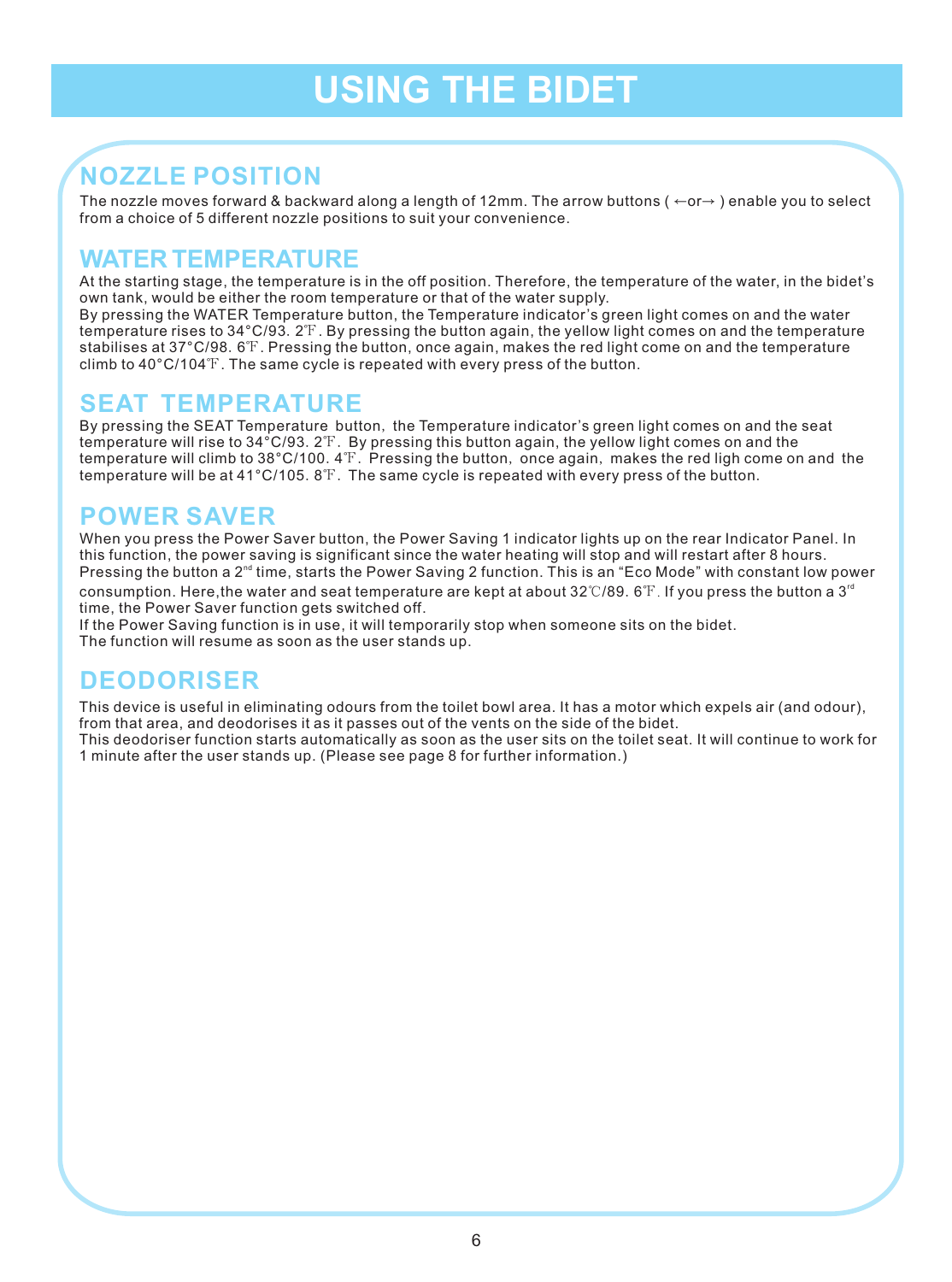# USING THE BIDET

## NOZZLE POSITION

The nozzle moves forward & backward along a length of 12mm. The arrow buttons ( ←or→ ) enable you to select from a choice of 5 different nozzle positions to suit your convenience.

## WATER TEMPERATURE

At the starting stage, the temperature is in the off position. Therefore, the temperature of the water, in the bidet's own tank, would be either the room temperature or that of the water supply.
By pressing the WATER Temperature button, the Temperature indicator's green light comes on and the water temperature rises to 34°C/93. 2℉. By pressing the button again, the yellow light comes on and the temperature stabilises at 37°C/98. 6℉. Pressing the button, once again, makes the red light come on and the temperature climb to 40°C/104℉. The same cycle is repeated with every press of the button.

## SEAT TEMPERATURE

By pressing the SEAT Temperature button, the Temperature indicator's green light comes on and the seat temperature will rise to 34°C/93. 2℉. By pressing this button again, the yellow light comes on and the temperature will climb to 38°C/100. 4℉. Pressing the button, once again, makes the red ligh come on and the temperature will be at 41°C/105. 8℉. The same cycle is repeated with every press of the button.

## POWER SAVER

When you press the Power Saver button, the Power Saving 1 indicator lights up on the rear Indicator Panel. In this function, the power saving is significant since the water heating will stop and will restart after 8 hours.
Pressing the button a 2nd time, starts the Power Saving 2 function. This is an "Eco Mode" with constant low power consumption. Here,the water and seat temperature are kept at about 32℃/89. 6℉. If you press the button a 3rd time, the Power Saver function gets switched off.
If the Power Saving function is in use, it will temporarily stop when someone sits on the bidet.
The function will resume as soon as the user stands up.

## DEODORISER

This device is useful in eliminating odours from the toilet bowl area. It has a motor which expels air (and odour), from that area, and deodorises it as it passes out of the vents on the side of the bidet.
This deodoriser function starts automatically as soon as the user sits on the toilet seat. It will continue to work for 1 minute after the user stands up. (Please see page 8 for further information.)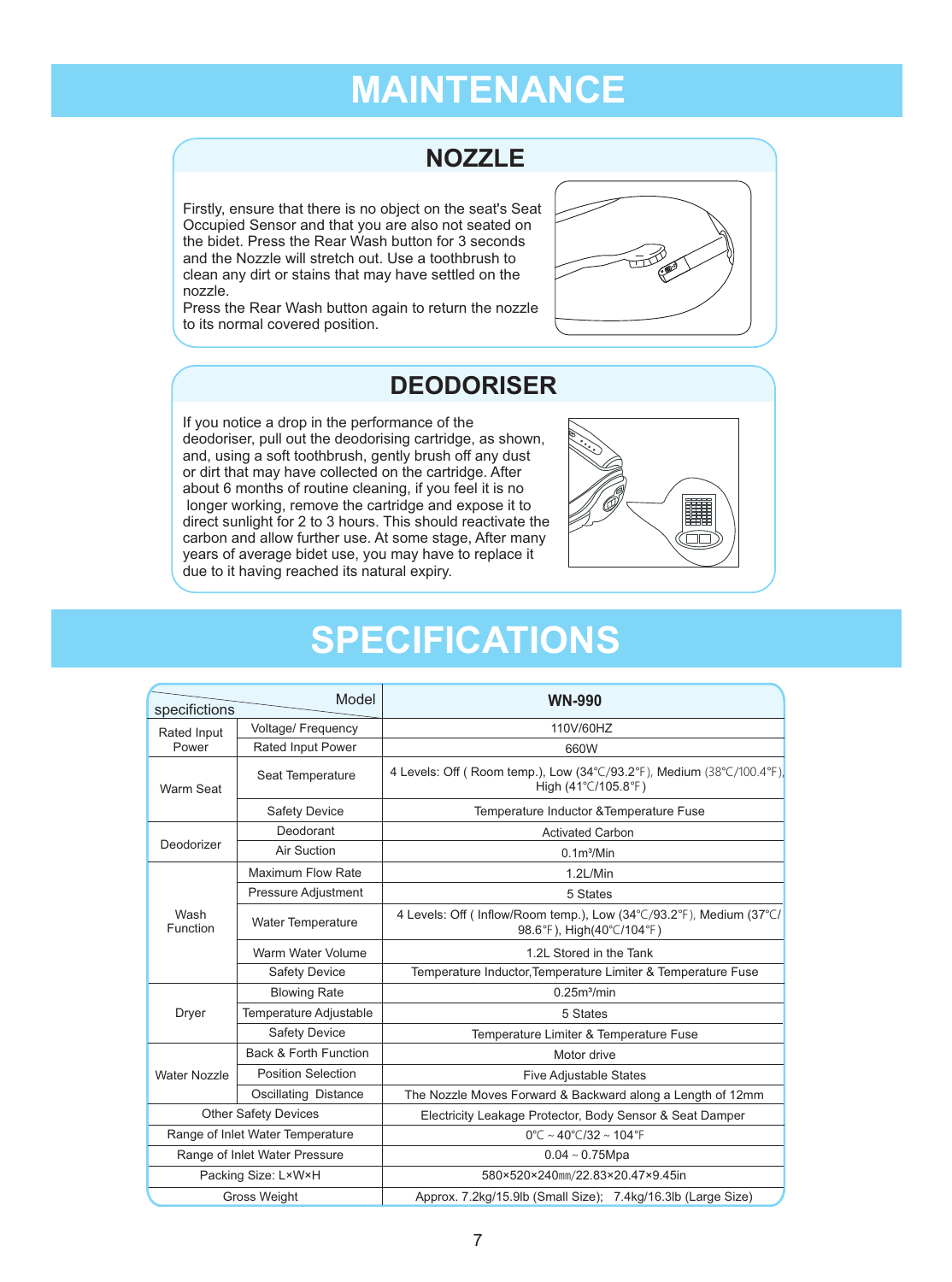# MAINTENANCE

## NOZZLE

Firstly, ensure that there is no object on the seat's Seat Occupied Sensor and that you are also not seated on the bidet. Press the Rear Wash button for 3 seconds and the Nozzle will stretch out. Use a toothbrush to clean any dirt or stains that may have settled on the nozzle.
Press the Rear Wash button again to return the nozzle to its normal covered position.

## DEODORISER

If you notice a drop in the performance of the deodoriser, pull out the deodorising cartridge, as shown, and, using a soft toothbrush, gently brush off any dust or dirt that may have collected on the cartridge. After about 6 months of routine cleaning, if you feel it is no longer working, remove the cartridge and expose it to direct sunlight for 2 to 3 hours. This should reactivate the carbon and allow further use. At some stage, After many years of average bidet use, you may have to replace it due to it having reached its natural expiry.

# SPECIFICATIONS

| specifictions | Model | WN-990 |
|---|---|---|
| Rated Input Power | Voltage/ Frequency | 110V/60HZ |
| | Rated Input Power | 660W |
| Warm Seat | Seat Temperature | 4 Levels: Off ( Room temp.), Low (34℃/93.2℉), Medium (38℃/100.4℉), High (41℃/105.8℉) |
| | Safety Device | Temperature Inductor &Temperature Fuse |
| Deodorizer | Deodorant | Activated Carbon |
| | Air Suction | 0.1m³/Min |
| Wash Function | Maximum Flow Rate | 1.2L/Min |
| | Pressure Adjustment | 5 States |
| | Water Temperature | 4 Levels: Off ( Inflow/Room temp.), Low (34℃/93.2℉), Medium (37℃/98.6℉), High(40℃/104℉) |
| | Warm Water Volume | 1.2L Stored in the Tank |
| | Safety Device | Temperature Inductor,Temperature Limiter & Temperature Fuse |
| Dryer | Blowing Rate | 0.25m³/min |
| | Temperature Adjustable | 5 States |
| | Safety Device | Temperature Limiter & Temperature Fuse |
| Water Nozzle | Back & Forth Function | Motor drive |
| | Position Selection | Five Adjustable States |
| | Oscillating Distance | The Nozzle Moves Forward & Backward along a Length of 12mm |
| Other Safety Devices | | Electricity Leakage Protector, Body Sensor & Seat Damper |
| Range of Inlet Water Temperature | | 0℃ ~ 40℃/32 ~ 104℉ |
| Range of Inlet Water Pressure | | 0.04 ~ 0.75Mpa |
| Packing Size: L×W×H | | 580×520×240㎜/22.83×20.47×9.45in |
| Gross Weight | | Approx. 7.2kg/15.9lb (Small Size); 7.4kg/16.3lb (Large Size) |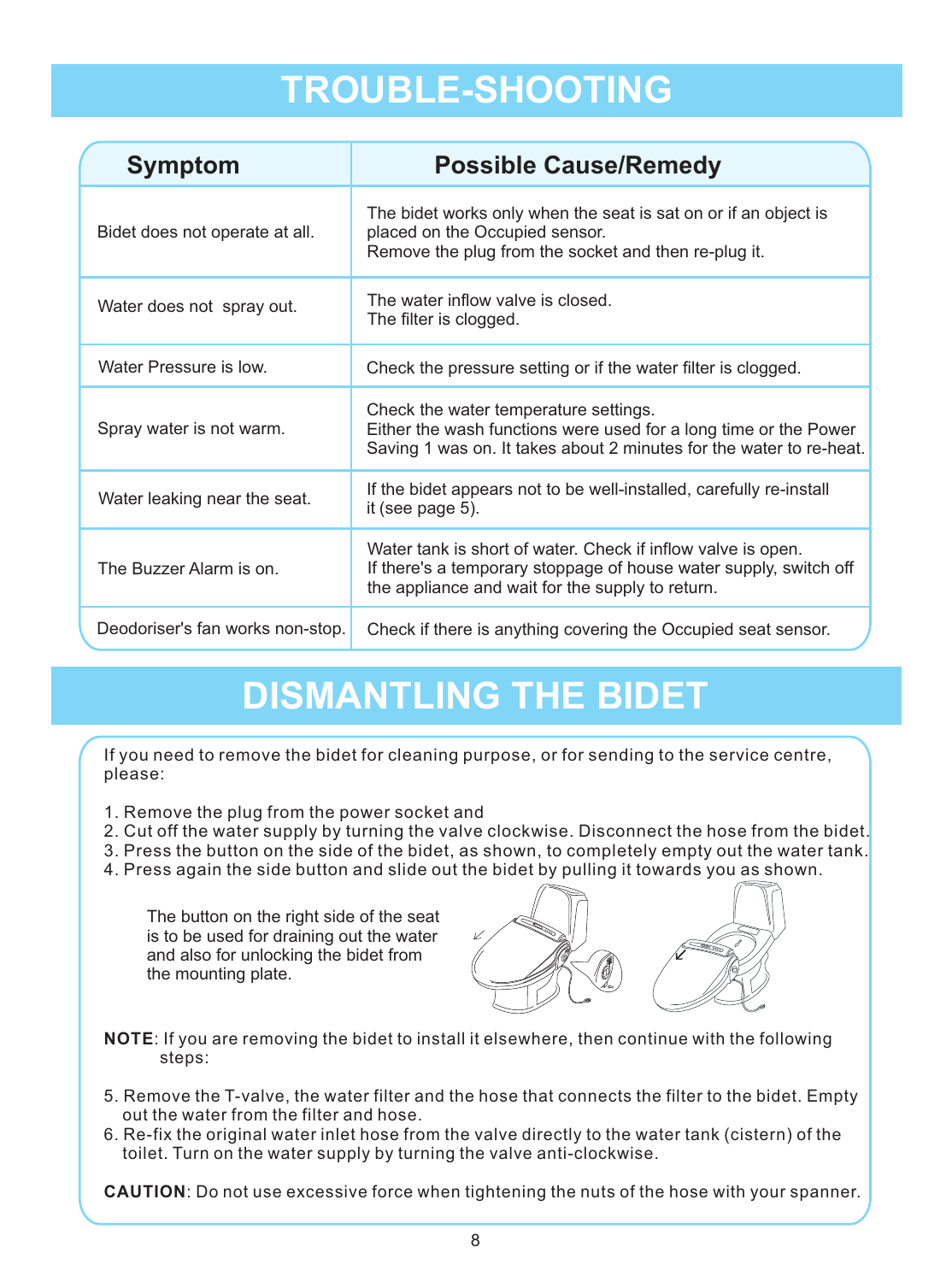# TROUBLE-SHOOTING

| Symptom | Possible Cause/Remedy |
|---|---|
| Bidet does not operate at all. | The bidet works only when the seat is sat on or if an object is placed on the Occupied sensor. Remove the plug from the socket and then re-plug it. |
| Water does not spray out. | The water inflow valve is closed. The filter is clogged. |
| Water Pressure is low. | Check the pressure setting or if the water filter is clogged. |
| Spray water is not warm. | Check the water temperature settings. Either the wash functions were used for a long time or the Power Saving 1 was on. It takes about 2 minutes for the water to re-heat. |
| Water leaking near the seat. | If the bidet appears not to be well-installed, carefully re-install it (see page 5). |
| The Buzzer Alarm is on. | Water tank is short of water. Check if inflow valve is open. If there's a temporary stoppage of house water supply, switch off the appliance and wait for the supply to return. |
| Deodoriser's fan works non-stop. | Check if there is anything covering the Occupied seat sensor. |

# DISMANTLING THE BIDET

If you need to remove the bidet for cleaning purpose, or for sending to the service centre, please:

1. Remove the plug from the power socket and
2. Cut off the water supply by turning the valve clockwise. Disconnect the hose from the bidet.
3. Press the button on the side of the bidet, as shown, to completely empty out the water tank.
4. Press again the side button and slide out the bidet by pulling it towards you as shown.

The button on the right side of the seat is to be used for draining out the water and also for unlocking the bidet from the mounting plate.

**NOTE**: If you are removing the bidet to install it elsewhere, then continue with the following steps:

5. Remove the T-valve, the water filter and the hose that connects the filter to the bidet. Empty out the water from the filter and hose.
6. Re-fix the original water inlet hose from the valve directly to the water tank (cistern) of the toilet. Turn on the water supply by turning the valve anti-clockwise.

**CAUTION**: Do not use excessive force when tightening the nuts of the hose with your spanner.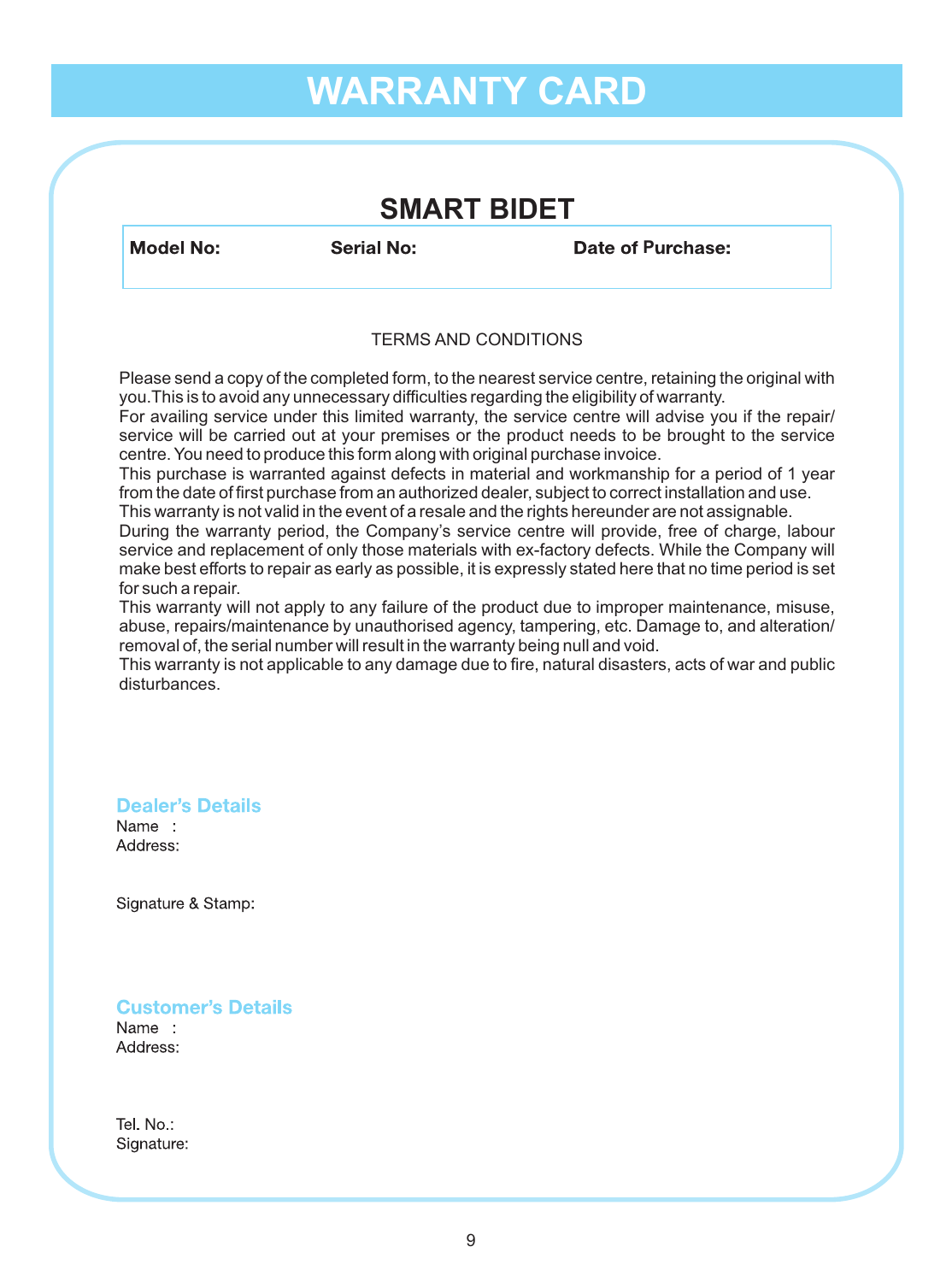# WARRANTY CARD

## SMART BIDET

| Model No: | Serial No: | Date of Purchase: |
| --- | --- | --- |
| | | |

TERMS AND CONDITIONS

Please send a copy of the completed form, to the nearest service centre, retaining the original with you.This is to avoid any unnecessary difficulties regarding the eligibility of warranty.
For availing service under this limited warranty, the service centre will advise you if the repair/ service will be carried out at your premises or the product needs to be brought to the service centre. You need to produce this form along with original purchase invoice.
This purchase is warranted against defects in material and workmanship for a period of 1 year from the date of first purchase from an authorized dealer, subject to correct installation and use.
This warranty is not valid in the event of a resale and the rights hereunder are not assignable.
During the warranty period, the Company's service centre will provide, free of charge, labour service and replacement of only those materials with ex-factory defects. While the Company will make best efforts to repair as early as possible, it is expressly stated here that no time period is set for such a repair.
This warranty will not apply to any failure of the product due to improper maintenance, misuse, abuse, repairs/maintenance by unauthorised agency, tampering, etc. Damage to, and alteration/ removal of, the serial number will result in the warranty being null and void.
This warranty is not applicable to any damage due to fire, natural disasters, acts of war and public disturbances.

### Dealer's Details

Name :
Address:

Signature & Stamp:

### Customer's Details

Name :
Address:

Tel. No.:
Signature: